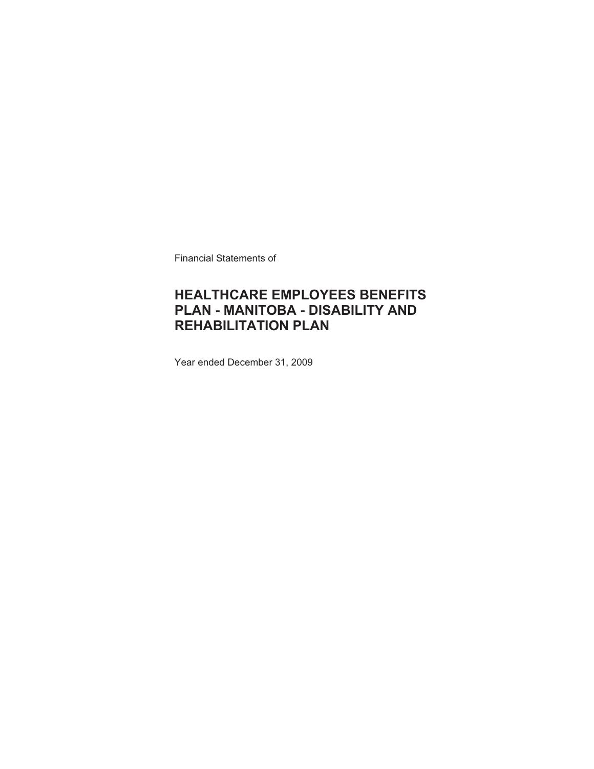Financial Statements of

# HEALTHCARE EMPLOYEES BENEFITS PLAN - MANITOBA - DISABILITY AND REHABILITATION PLAN

Year ended December 31, 2009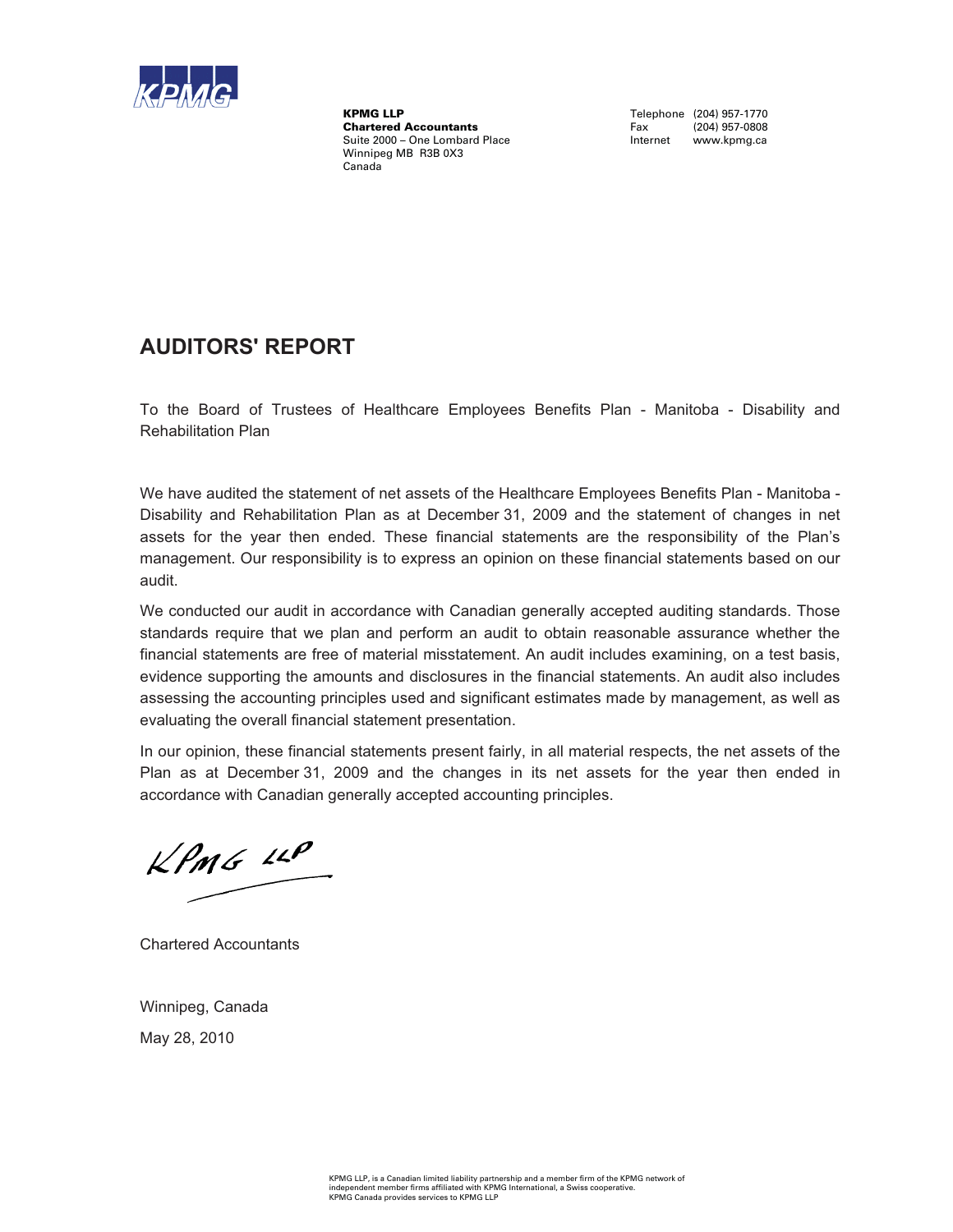**KPMG LLP**
**Chartered Accountants**
Suite 2000 – One Lombard Place
Winnipeg MB R3B 0X3
Canada

Telephone (204) 957-1770
Fax (204) 957-0808
Internet www.kpmg.ca

## AUDITORS' REPORT

To the Board of Trustees of Healthcare Employees Benefits Plan - Manitoba - Disability and Rehabilitation Plan

We have audited the statement of net assets of the Healthcare Employees Benefits Plan - Manitoba - Disability and Rehabilitation Plan as at December 31, 2009 and the statement of changes in net assets for the year then ended. These financial statements are the responsibility of the Plan's management. Our responsibility is to express an opinion on these financial statements based on our audit.

We conducted our audit in accordance with Canadian generally accepted auditing standards. Those standards require that we plan and perform an audit to obtain reasonable assurance whether the financial statements are free of material misstatement. An audit includes examining, on a test basis, evidence supporting the amounts and disclosures in the financial statements. An audit also includes assessing the accounting principles used and significant estimates made by management, as well as evaluating the overall financial statement presentation.

In our opinion, these financial statements present fairly, in all material respects, the net assets of the Plan as at December 31, 2009 and the changes in its net assets for the year then ended in accordance with Canadian generally accepted accounting principles.

KPMG LLP

Chartered Accountants

Winnipeg, Canada

May 28, 2010

KPMG LLP, is a Canadian limited liability partnership and a member firm of the KPMG network of independent member firms affiliated with KPMG International, a Swiss cooperative.
KPMG Canada provides services to KPMG LLP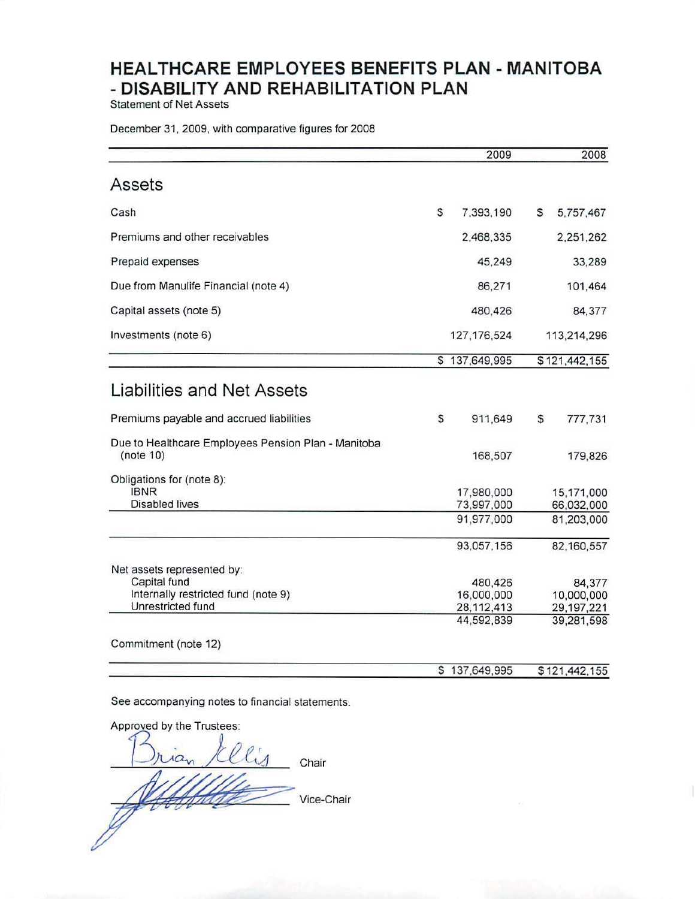# HEALTHCARE EMPLOYEES BENEFITS PLAN - MANITOBA - DISABILITY AND REHABILITATION PLAN

Statement of Net Assets

December 31, 2009, with comparative figures for 2008

| | 2009 | 2008 |
|---|---|---|
| **Assets** | | |
| Cash | $ 7,393,190 | $ 5,757,467 |
| Premiums and other receivables | 2,468,335 | 2,251,262 |
| Prepaid expenses | 45,249 | 33,289 |
| Due from Manulife Financial (note 4) | 86,271 | 101,464 |
| Capital assets (note 5) | 480,426 | 84,377 |
| Investments (note 6) | 127,176,524 | 113,214,296 |
| | $ 137,649,995 | $ 121,442,155 |
| **Liabilities and Net Assets** | | |
| Premiums payable and accrued liabilities | $ 911,649 | $ 777,731 |
| Due to Healthcare Employees Pension Plan - Manitoba (note 10) | 168,507 | 179,826 |
| Obligations for (note 8): | | |
| IBNR | 17,980,000 | 15,171,000 |
| Disabled lives | 73,997,000 | 66,032,000 |
| | 91,977,000 | 81,203,000 |
| | 93,057,156 | 82,160,557 |
| Net assets represented by: | | |
| Capital fund | 480,426 | 84,377 |
| Internally restricted fund (note 9) | 16,000,000 | 10,000,000 |
| Unrestricted fund | 28,112,413 | 29,197,221 |
| | 44,592,839 | 39,281,598 |
| Commitment (note 12) | | |
| | $ 137,649,995 | $ 121,442,155 |

See accompanying notes to financial statements.

Approved by the Trustees:

Brian Ellis Chair

_______________ Vice-Chair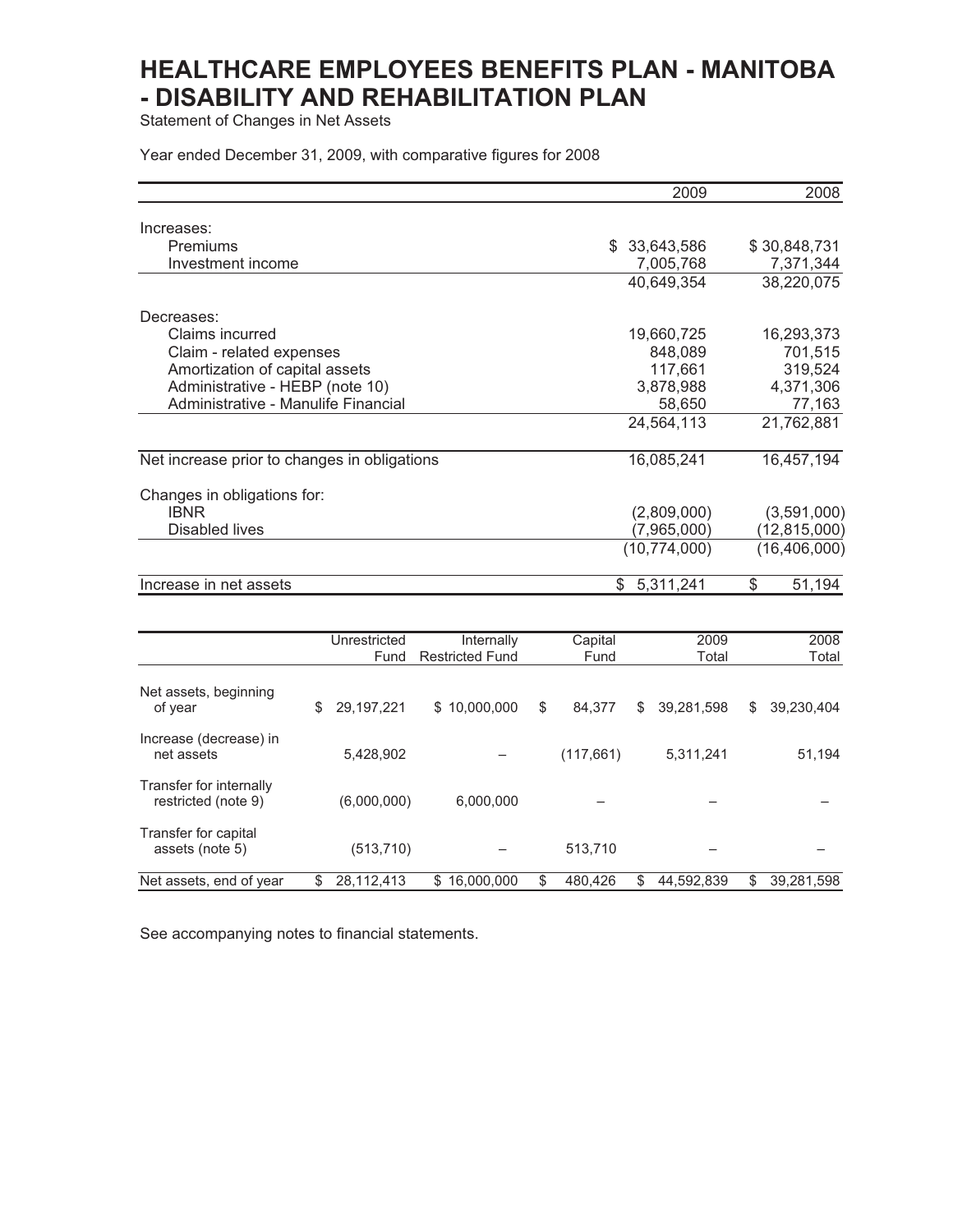# HEALTHCARE EMPLOYEES BENEFITS PLAN - MANITOBA - DISABILITY AND REHABILITATION PLAN

Statement of Changes in Net Assets

Year ended December 31, 2009, with comparative figures for 2008

| | 2009 | 2008 |
|---|---|---|
| Increases: | | |
| Premiums | $ 33,643,586 | $ 30,848,731 |
| Investment income | 7,005,768 | 7,371,344 |
| | 40,649,354 | 38,220,075 |
| Decreases: | | |
| Claims incurred | 19,660,725 | 16,293,373 |
| Claim - related expenses | 848,089 | 701,515 |
| Amortization of capital assets | 117,661 | 319,524 |
| Administrative - HEBP (note 10) | 3,878,988 | 4,371,306 |
| Administrative - Manulife Financial | 58,650 | 77,163 |
| | 24,564,113 | 21,762,881 |
| Net increase prior to changes in obligations | 16,085,241 | 16,457,194 |
| Changes in obligations for: | | |
| IBNR | (2,809,000) | (3,591,000) |
| Disabled lives | (7,965,000) | (12,815,000) |
| | (10,774,000) | (16,406,000) |
| Increase in net assets | $ 5,311,241 | $ 51,194 |

| | Unrestricted Fund | Internally Restricted Fund | Capital Fund | 2009 Total | 2008 Total |
|---|---|---|---|---|---|
| Net assets, beginning of year | $ 29,197,221 | $ 10,000,000 | $ 84,377 | $ 39,281,598 | $ 39,230,404 |
| Increase (decrease) in net assets | 5,428,902 | – | (117,661) | 5,311,241 | 51,194 |
| Transfer for internally restricted (note 9) | (6,000,000) | 6,000,000 | – | – | – |
| Transfer for capital assets (note 5) | (513,710) | – | 513,710 | – | – |
| Net assets, end of year | $ 28,112,413 | $ 16,000,000 | $ 480,426 | $ 44,592,839 | $ 39,281,598 |

See accompanying notes to financial statements.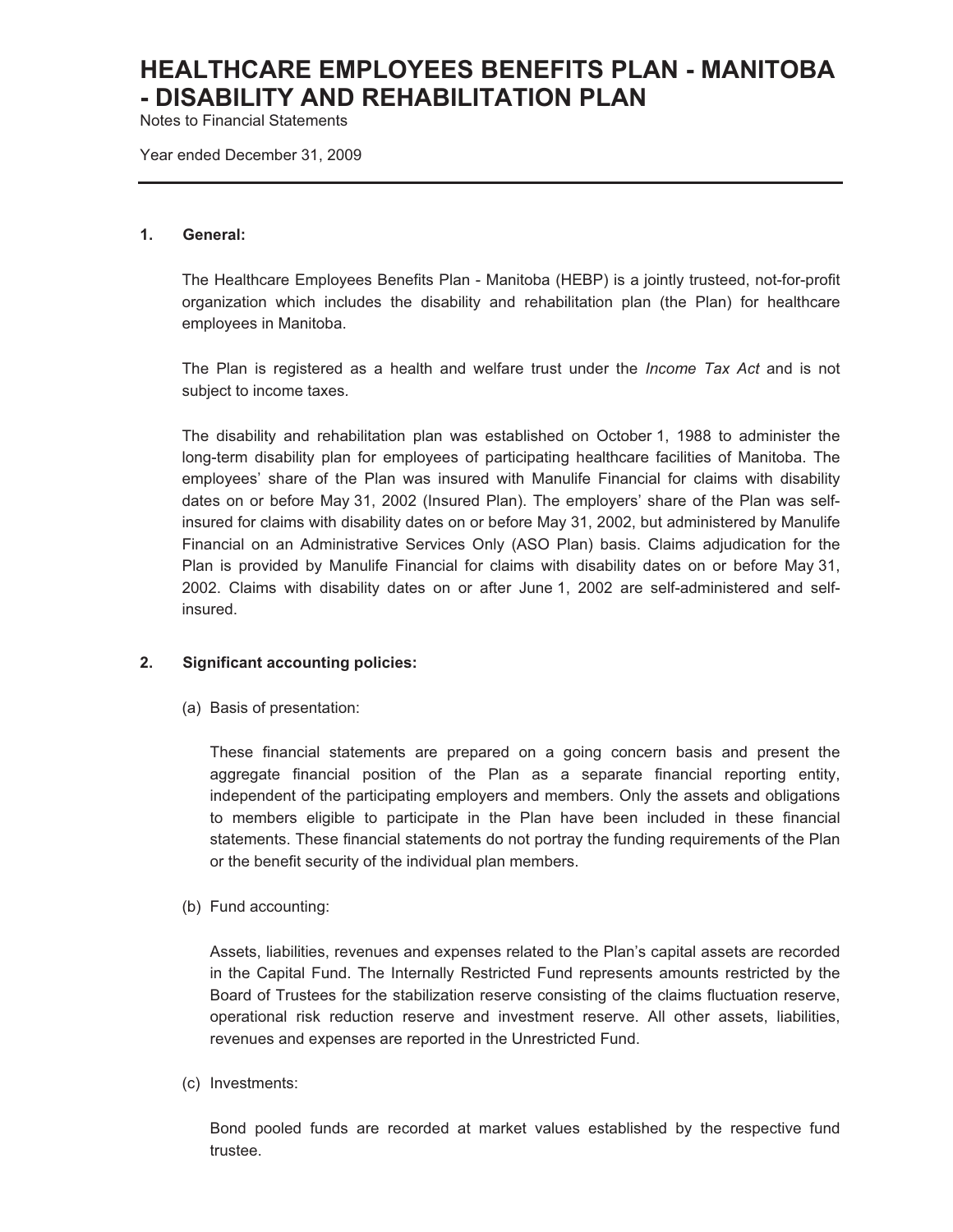# HEALTHCARE EMPLOYEES BENEFITS PLAN - MANITOBA - DISABILITY AND REHABILITATION PLAN

Notes to Financial Statements

Year ended December 31, 2009

---

## 1. General:

The Healthcare Employees Benefits Plan - Manitoba (HEBP) is a jointly trusteed, not-for-profit organization which includes the disability and rehabilitation plan (the Plan) for healthcare employees in Manitoba.

The Plan is registered as a health and welfare trust under the *Income Tax Act* and is not subject to income taxes.

The disability and rehabilitation plan was established on October 1, 1988 to administer the long-term disability plan for employees of participating healthcare facilities of Manitoba. The employees' share of the Plan was insured with Manulife Financial for claims with disability dates on or before May 31, 2002 (Insured Plan). The employers' share of the Plan was self-insured for claims with disability dates on or before May 31, 2002, but administered by Manulife Financial on an Administrative Services Only (ASO Plan) basis. Claims adjudication for the Plan is provided by Manulife Financial for claims with disability dates on or before May 31, 2002. Claims with disability dates on or after June 1, 2002 are self-administered and self-insured.

## 2. Significant accounting policies:

(a) Basis of presentation:

These financial statements are prepared on a going concern basis and present the aggregate financial position of the Plan as a separate financial reporting entity, independent of the participating employers and members. Only the assets and obligations to members eligible to participate in the Plan have been included in these financial statements. These financial statements do not portray the funding requirements of the Plan or the benefit security of the individual plan members.

(b) Fund accounting:

Assets, liabilities, revenues and expenses related to the Plan's capital assets are recorded in the Capital Fund. The Internally Restricted Fund represents amounts restricted by the Board of Trustees for the stabilization reserve consisting of the claims fluctuation reserve, operational risk reduction reserve and investment reserve. All other assets, liabilities, revenues and expenses are reported in the Unrestricted Fund.

(c) Investments:

Bond pooled funds are recorded at market values established by the respective fund trustee.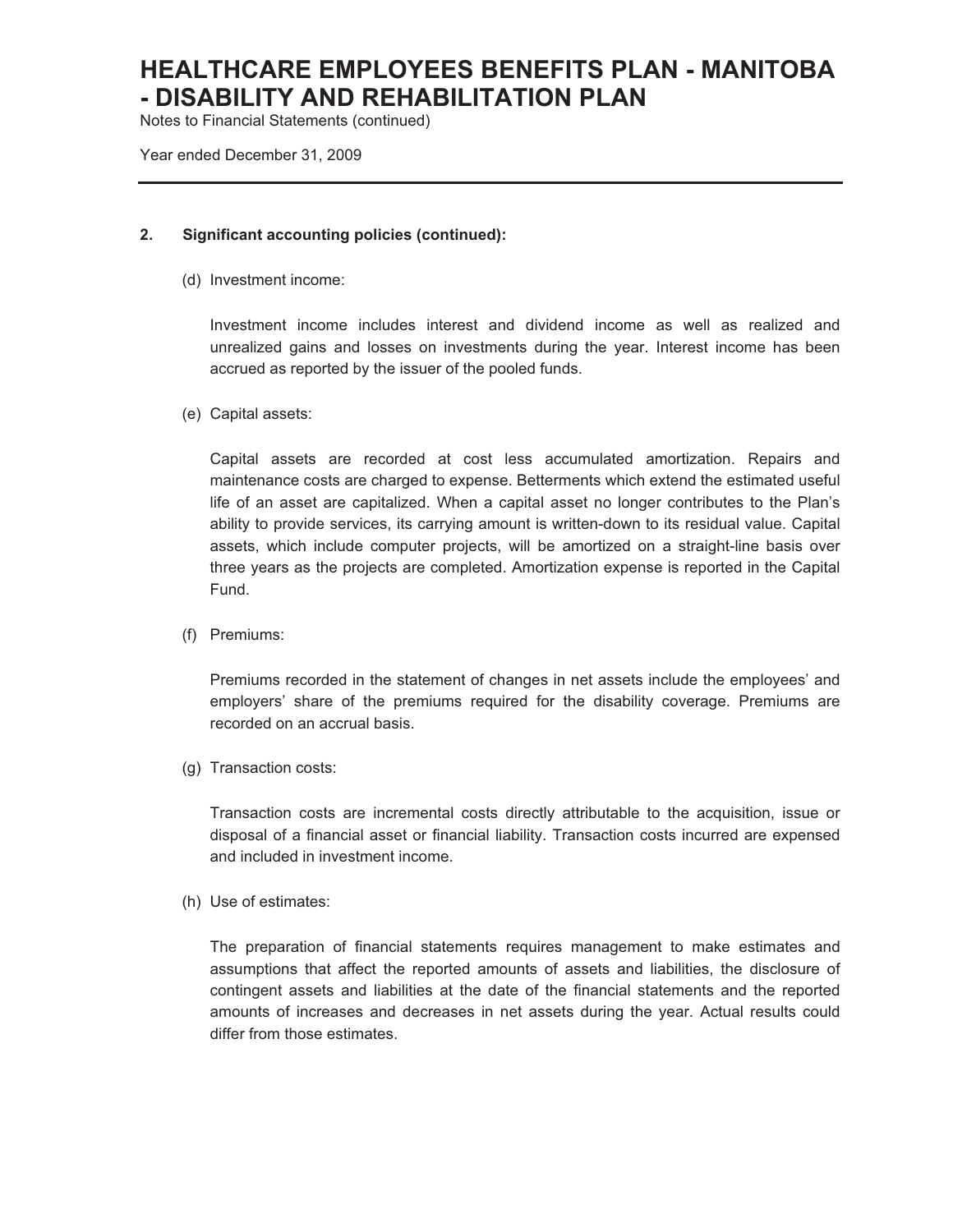# HEALTHCARE EMPLOYEES BENEFITS PLAN - MANITOBA - DISABILITY AND REHABILITATION PLAN

Notes to Financial Statements (continued)

Year ended December 31, 2009

## 2. Significant accounting policies (continued):

(d) Investment income:

Investment income includes interest and dividend income as well as realized and unrealized gains and losses on investments during the year. Interest income has been accrued as reported by the issuer of the pooled funds.

(e) Capital assets:

Capital assets are recorded at cost less accumulated amortization. Repairs and maintenance costs are charged to expense. Betterments which extend the estimated useful life of an asset are capitalized. When a capital asset no longer contributes to the Plan's ability to provide services, its carrying amount is written-down to its residual value. Capital assets, which include computer projects, will be amortized on a straight-line basis over three years as the projects are completed. Amortization expense is reported in the Capital Fund.

(f) Premiums:

Premiums recorded in the statement of changes in net assets include the employees' and employers' share of the premiums required for the disability coverage. Premiums are recorded on an accrual basis.

(g) Transaction costs:

Transaction costs are incremental costs directly attributable to the acquisition, issue or disposal of a financial asset or financial liability. Transaction costs incurred are expensed and included in investment income.

(h) Use of estimates:

The preparation of financial statements requires management to make estimates and assumptions that affect the reported amounts of assets and liabilities, the disclosure of contingent assets and liabilities at the date of the financial statements and the reported amounts of increases and decreases in net assets during the year. Actual results could differ from those estimates.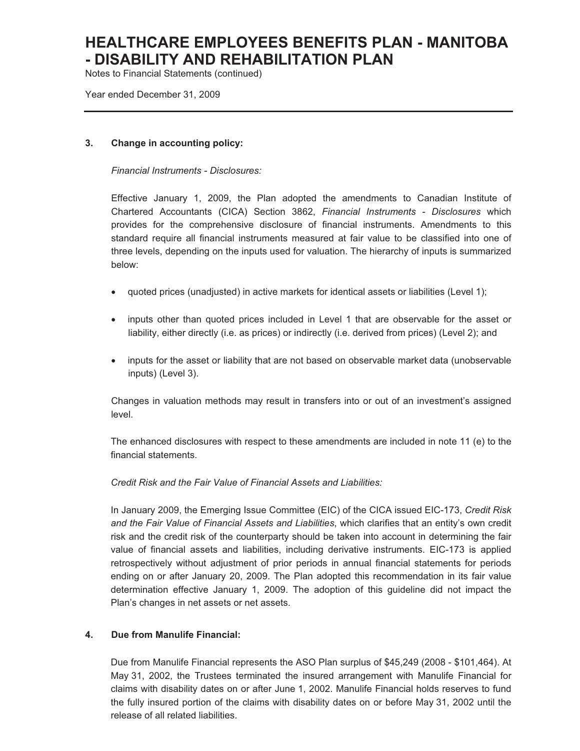# HEALTHCARE EMPLOYEES BENEFITS PLAN - MANITOBA - DISABILITY AND REHABILITATION PLAN

Notes to Financial Statements (continued)

Year ended December 31, 2009

---

## 3. Change in accounting policy:

*Financial Instruments - Disclosures:*

Effective January 1, 2009, the Plan adopted the amendments to Canadian Institute of Chartered Accountants (CICA) Section 3862, *Financial Instruments - Disclosures* which provides for the comprehensive disclosure of financial instruments. Amendments to this standard require all financial instruments measured at fair value to be classified into one of three levels, depending on the inputs used for valuation. The hierarchy of inputs is summarized below:

- quoted prices (unadjusted) in active markets for identical assets or liabilities (Level 1);
- inputs other than quoted prices included in Level 1 that are observable for the asset or liability, either directly (i.e. as prices) or indirectly (i.e. derived from prices) (Level 2); and
- inputs for the asset or liability that are not based on observable market data (unobservable inputs) (Level 3).

Changes in valuation methods may result in transfers into or out of an investment's assigned level.

The enhanced disclosures with respect to these amendments are included in note 11 (e) to the financial statements.

*Credit Risk and the Fair Value of Financial Assets and Liabilities:*

In January 2009, the Emerging Issue Committee (EIC) of the CICA issued EIC-173, *Credit Risk and the Fair Value of Financial Assets and Liabilities*, which clarifies that an entity's own credit risk and the credit risk of the counterparty should be taken into account in determining the fair value of financial assets and liabilities, including derivative instruments. EIC-173 is applied retrospectively without adjustment of prior periods in annual financial statements for periods ending on or after January 20, 2009. The Plan adopted this recommendation in its fair value determination effective January 1, 2009. The adoption of this guideline did not impact the Plan's changes in net assets or net assets.

## 4. Due from Manulife Financial:

Due from Manulife Financial represents the ASO Plan surplus of $45,249 (2008 - $101,464). At May 31, 2002, the Trustees terminated the insured arrangement with Manulife Financial for claims with disability dates on or after June 1, 2002. Manulife Financial holds reserves to fund the fully insured portion of the claims with disability dates on or before May 31, 2002 until the release of all related liabilities.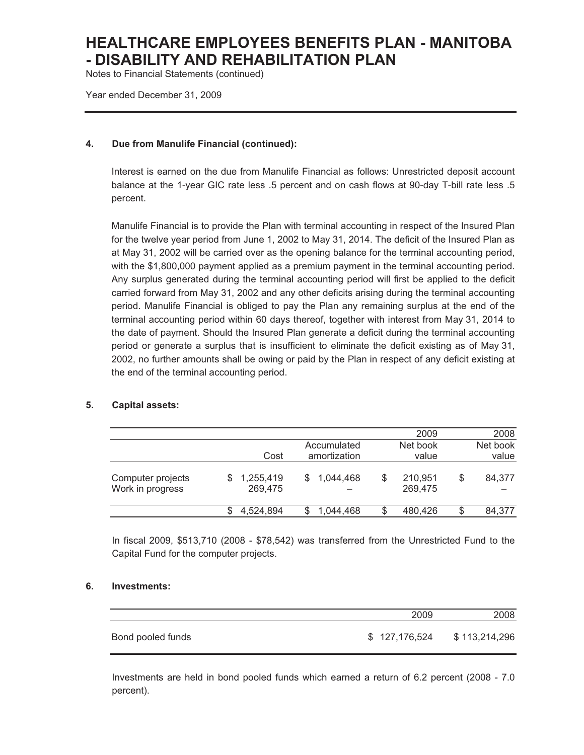# HEALTHCARE EMPLOYEES BENEFITS PLAN - MANITOBA - DISABILITY AND REHABILITATION PLAN

Notes to Financial Statements (continued)

Year ended December 31, 2009

**4. Due from Manulife Financial (continued):**

Interest is earned on the due from Manulife Financial as follows: Unrestricted deposit account balance at the 1-year GIC rate less .5 percent and on cash flows at 90-day T-bill rate less .5 percent.

Manulife Financial is to provide the Plan with terminal accounting in respect of the Insured Plan for the twelve year period from June 1, 2002 to May 31, 2014. The deficit of the Insured Plan as at May 31, 2002 will be carried over as the opening balance for the terminal accounting period, with the $1,800,000 payment applied as a premium payment in the terminal accounting period. Any surplus generated during the terminal accounting period will first be applied to the deficit carried forward from May 31, 2002 and any other deficits arising during the terminal accounting period. Manulife Financial is obliged to pay the Plan any remaining surplus at the end of the terminal accounting period within 60 days thereof, together with interest from May 31, 2014 to the date of payment. Should the Insured Plan generate a deficit during the terminal accounting period or generate a surplus that is insufficient to eliminate the deficit existing as of May 31, 2002, no further amounts shall be owing or paid by the Plan in respect of any deficit existing at the end of the terminal accounting period.

**5. Capital assets:**

| | | | 2009 | 2008 |
|---|---|---|---|---|
| | Cost | Accumulated amortization | Net book value | Net book value |
| Computer projects | $ 1,255,419 | $ 1,044,468 | $ 210,951 | $ 84,377 |
| Work in progress | 269,475 | – | 269,475 | – |
| | $ 4,524,894 | $ 1,044,468 | $ 480,426 | $ 84,377 |

In fiscal 2009, $513,710 (2008 - $78,542) was transferred from the Unrestricted Fund to the Capital Fund for the computer projects.

**6. Investments:**

| | 2009 | 2008 |
|---|---|---|
| Bond pooled funds | $ 127,176,524 | $ 113,214,296 |

Investments are held in bond pooled funds which earned a return of 6.2 percent (2008 - 7.0 percent).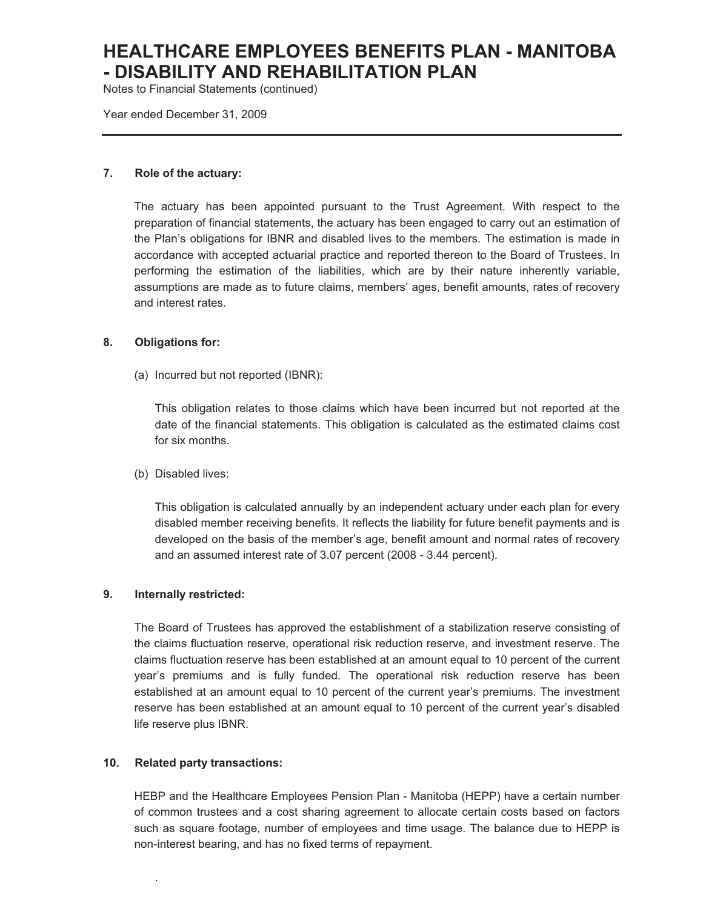# HEALTHCARE EMPLOYEES BENEFITS PLAN - MANITOBA - DISABILITY AND REHABILITATION PLAN

Notes to Financial Statements (continued)

Year ended December 31, 2009

## 7. Role of the actuary:

The actuary has been appointed pursuant to the Trust Agreement. With respect to the preparation of financial statements, the actuary has been engaged to carry out an estimation of the Plan's obligations for IBNR and disabled lives to the members. The estimation is made in accordance with accepted actuarial practice and reported thereon to the Board of Trustees. In performing the estimation of the liabilities, which are by their nature inherently variable, assumptions are made as to future claims, members' ages, benefit amounts, rates of recovery and interest rates.

## 8. Obligations for:

(a) Incurred but not reported (IBNR):

This obligation relates to those claims which have been incurred but not reported at the date of the financial statements. This obligation is calculated as the estimated claims cost for six months.

(b) Disabled lives:

This obligation is calculated annually by an independent actuary under each plan for every disabled member receiving benefits. It reflects the liability for future benefit payments and is developed on the basis of the member's age, benefit amount and normal rates of recovery and an assumed interest rate of 3.07 percent (2008 - 3.44 percent).

## 9. Internally restricted:

The Board of Trustees has approved the establishment of a stabilization reserve consisting of the claims fluctuation reserve, operational risk reduction reserve, and investment reserve. The claims fluctuation reserve has been established at an amount equal to 10 percent of the current year's premiums and is fully funded. The operational risk reduction reserve has been established at an amount equal to 10 percent of the current year's premiums. The investment reserve has been established at an amount equal to 10 percent of the current year's disabled life reserve plus IBNR.

## 10. Related party transactions:

HEBP and the Healthcare Employees Pension Plan - Manitoba (HEPP) have a certain number of common trustees and a cost sharing agreement to allocate certain costs based on factors such as square footage, number of employees and time usage. The balance due to HEPP is non-interest bearing, and has no fixed terms of repayment.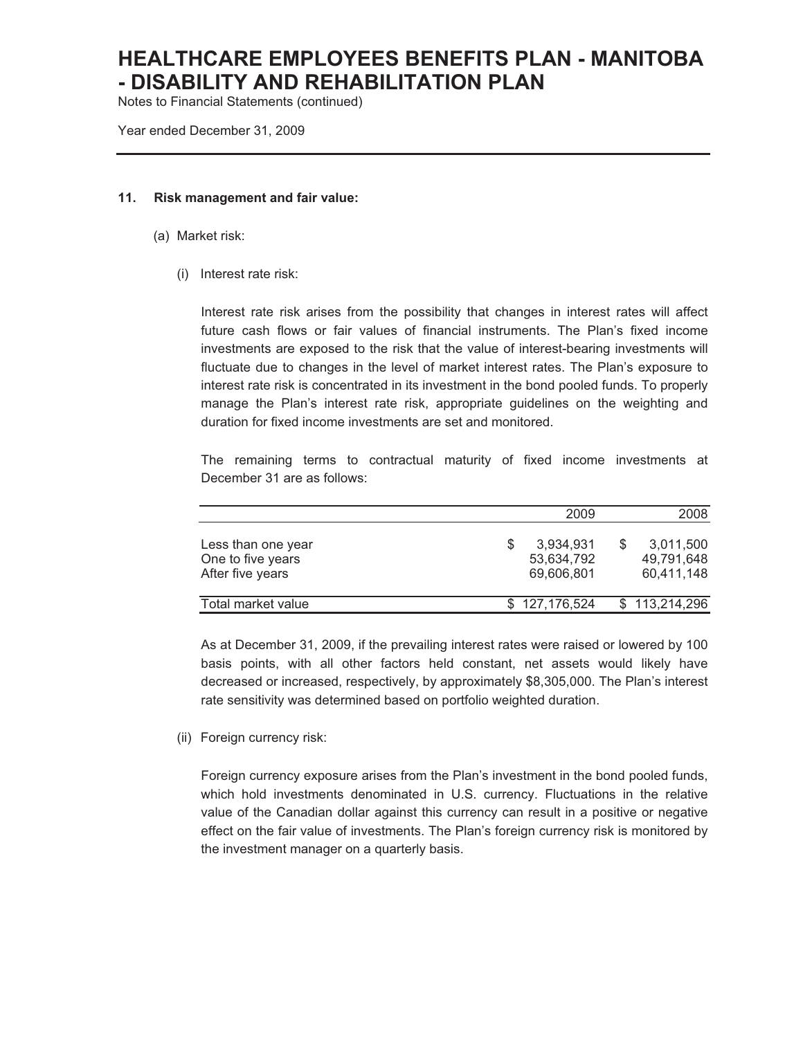# HEALTHCARE EMPLOYEES BENEFITS PLAN - MANITOBA - DISABILITY AND REHABILITATION PLAN

Notes to Financial Statements (continued)

Year ended December 31, 2009

**11. Risk management and fair value:**

(a) Market risk:

(i) Interest rate risk:

Interest rate risk arises from the possibility that changes in interest rates will affect future cash flows or fair values of financial instruments. The Plan's fixed income investments are exposed to the risk that the value of interest-bearing investments will fluctuate due to changes in the level of market interest rates. The Plan's exposure to interest rate risk is concentrated in its investment in the bond pooled funds. To properly manage the Plan's interest rate risk, appropriate guidelines on the weighting and duration for fixed income investments are set and monitored.

The remaining terms to contractual maturity of fixed income investments at December 31 are as follows:

| | 2009 | 2008 |
|---|---|---|
| Less than one year | $ 3,934,931 | $ 3,011,500 |
| One to five years | 53,634,792 | 49,791,648 |
| After five years | 69,606,801 | 60,411,148 |
| Total market value | $ 127,176,524 | $ 113,214,296 |

As at December 31, 2009, if the prevailing interest rates were raised or lowered by 100 basis points, with all other factors held constant, net assets would likely have decreased or increased, respectively, by approximately $8,305,000. The Plan's interest rate sensitivity was determined based on portfolio weighted duration.

(ii) Foreign currency risk:

Foreign currency exposure arises from the Plan's investment in the bond pooled funds, which hold investments denominated in U.S. currency. Fluctuations in the relative value of the Canadian dollar against this currency can result in a positive or negative effect on the fair value of investments. The Plan's foreign currency risk is monitored by the investment manager on a quarterly basis.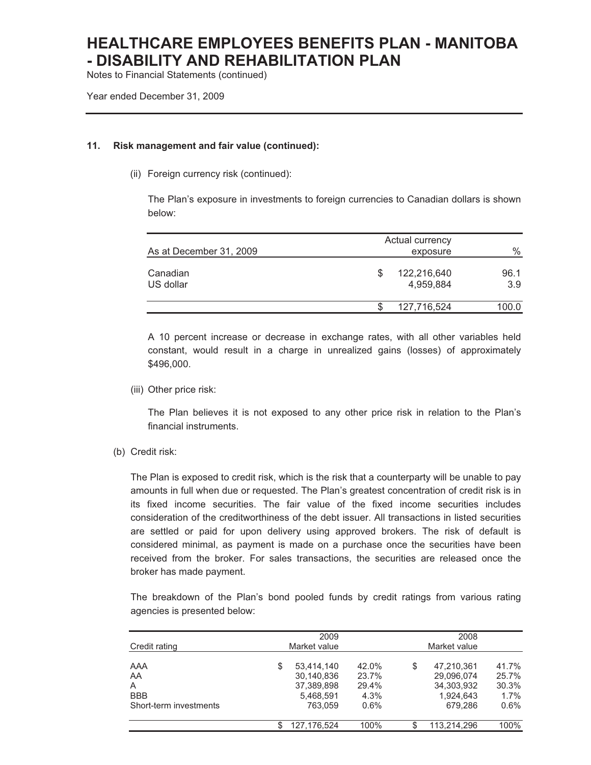# HEALTHCARE EMPLOYEES BENEFITS PLAN - MANITOBA - DISABILITY AND REHABILITATION PLAN

Notes to Financial Statements (continued)

Year ended December 31, 2009

### 11. Risk management and fair value (continued):

(ii) Foreign currency risk (continued):

The Plan's exposure in investments to foreign currencies to Canadian dollars is shown below:

| As at December 31, 2009 | Actual currency exposure | % |
|---|---|---|
| Canadian | $ 122,216,640 | 96.1 |
| US dollar | 4,959,884 | 3.9 |
| | $ 127,716,524 | 100.0 |

A 10 percent increase or decrease in exchange rates, with all other variables held constant, would result in a charge in unrealized gains (losses) of approximately $496,000.

(iii) Other price risk:

The Plan believes it is not exposed to any other price risk in relation to the Plan's financial instruments.

(b) Credit risk:

The Plan is exposed to credit risk, which is the risk that a counterparty will be unable to pay amounts in full when due or requested. The Plan's greatest concentration of credit risk is in its fixed income securities. The fair value of the fixed income securities includes consideration of the creditworthiness of the debt issuer. All transactions in listed securities are settled or paid for upon delivery using approved brokers. The risk of default is considered minimal, as payment is made on a purchase once the securities have been received from the broker. For sales transactions, the securities are released once the broker has made payment.

The breakdown of the Plan's bond pooled funds by credit ratings from various rating agencies is presented below:

| Credit rating | 2009 Market value | | 2008 Market value | |
|---|---|---|---|---|
| AAA | $ 53,414,140 | 42.0% | $ 47,210,361 | 41.7% |
| AA | 30,140,836 | 23.7% | 29,096,074 | 25.7% |
| A | 37,389,898 | 29.4% | 34,303,932 | 30.3% |
| BBB | 5,468,591 | 4.3% | 1,924,643 | 1.7% |
| Short-term investments | 763,059 | 0.6% | 679,286 | 0.6% |
| | $ 127,176,524 | 100% | $ 113,214,296 | 100% |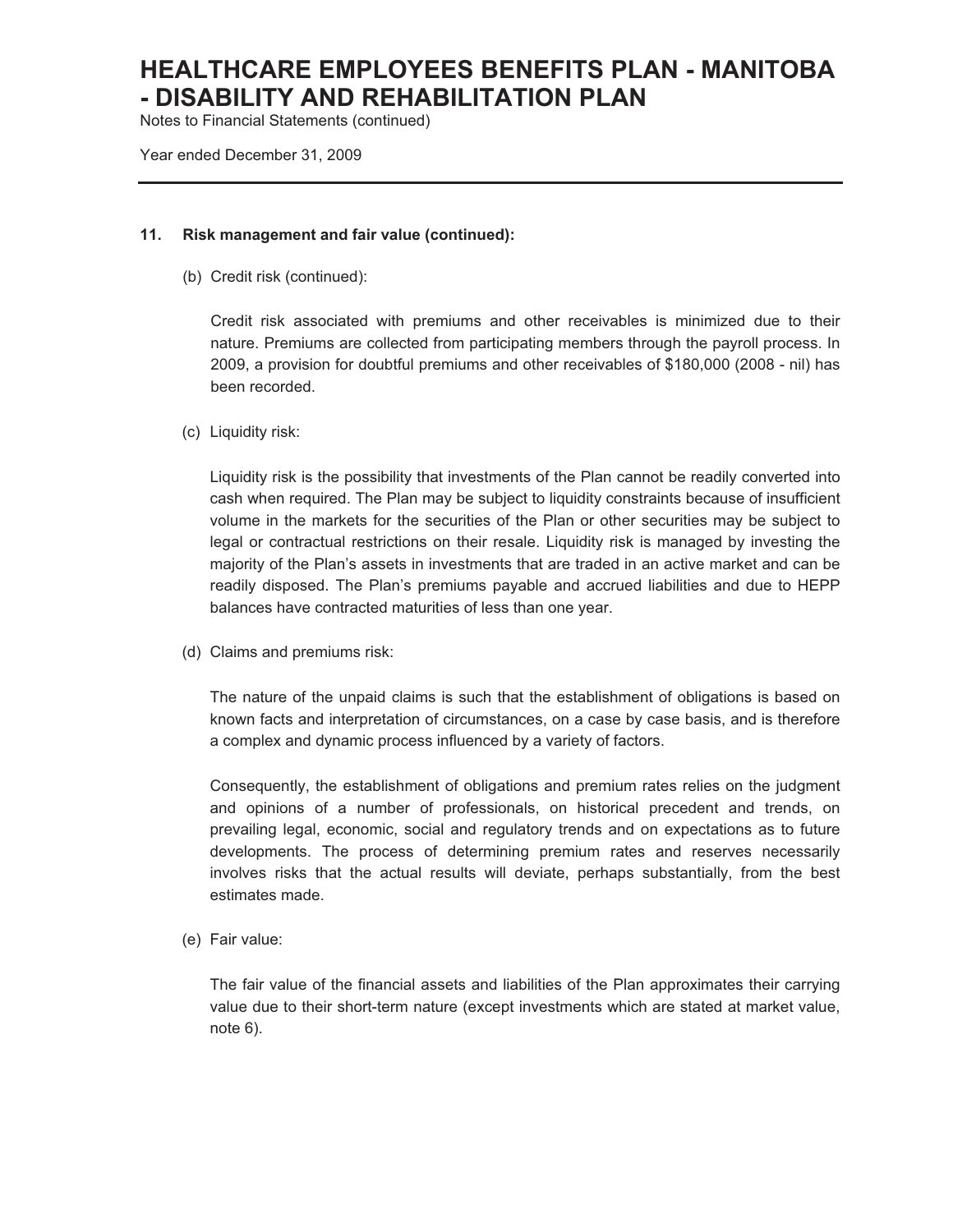## 11. Risk management and fair value (continued):

(b) Credit risk (continued):

Credit risk associated with premiums and other receivables is minimized due to their nature. Premiums are collected from participating members through the payroll process. In 2009, a provision for doubtful premiums and other receivables of $180,000 (2008 - nil) has been recorded.

(c) Liquidity risk:

Liquidity risk is the possibility that investments of the Plan cannot be readily converted into cash when required. The Plan may be subject to liquidity constraints because of insufficient volume in the markets for the securities of the Plan or other securities may be subject to legal or contractual restrictions on their resale. Liquidity risk is managed by investing the majority of the Plan's assets in investments that are traded in an active market and can be readily disposed. The Plan's premiums payable and accrued liabilities and due to HEPP balances have contracted maturities of less than one year.

(d) Claims and premiums risk:

The nature of the unpaid claims is such that the establishment of obligations is based on known facts and interpretation of circumstances, on a case by case basis, and is therefore a complex and dynamic process influenced by a variety of factors.

Consequently, the establishment of obligations and premium rates relies on the judgment and opinions of a number of professionals, on historical precedent and trends, on prevailing legal, economic, social and regulatory trends and on expectations as to future developments. The process of determining premium rates and reserves necessarily involves risks that the actual results will deviate, perhaps substantially, from the best estimates made.

(e) Fair value:

The fair value of the financial assets and liabilities of the Plan approximates their carrying value due to their short-term nature (except investments which are stated at market value, note 6).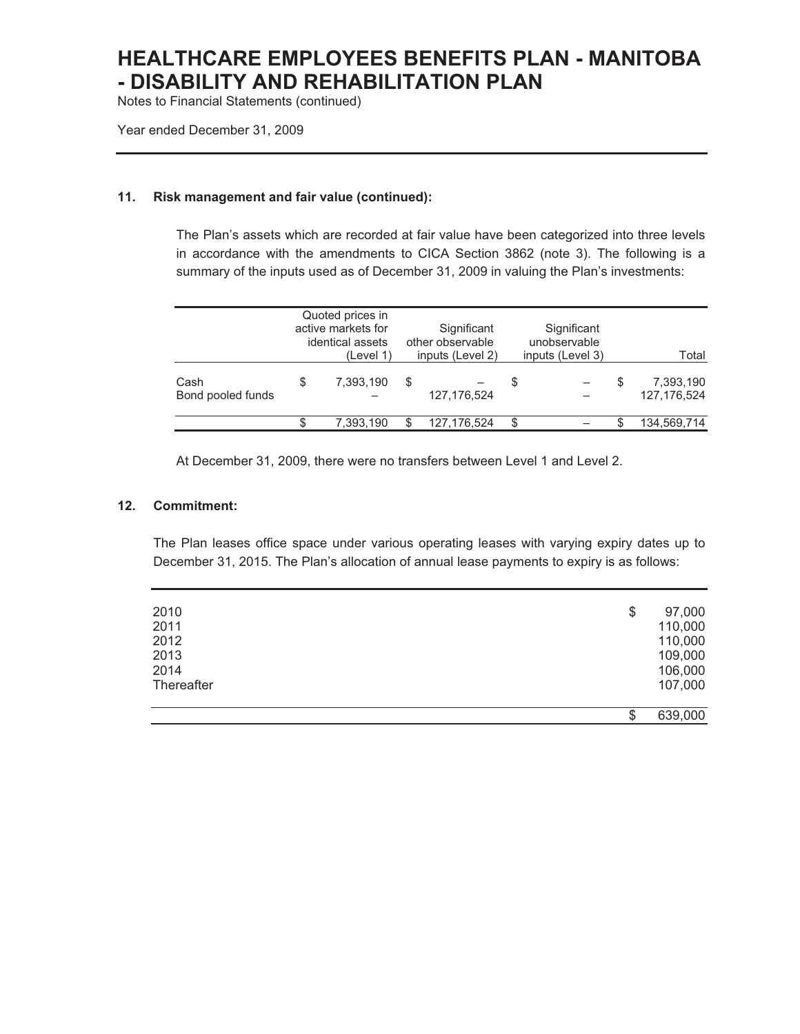# HEALTHCARE EMPLOYEES BENEFITS PLAN - MANITOBA - DISABILITY AND REHABILITATION PLAN

Notes to Financial Statements (continued)

Year ended December 31, 2009

### 11. Risk management and fair value (continued):

The Plan's assets which are recorded at fair value have been categorized into three levels in accordance with the amendments to CICA Section 3862 (note 3). The following is a summary of the inputs used as of December 31, 2009 in valuing the Plan's investments:

| | Quoted prices in active markets for identical assets (Level 1) | Significant other observable inputs (Level 2) | Significant unobservable inputs (Level 3) | Total |
|---|---|---|---|---|
| Cash | $ 7,393,190 | $ – | $ – | $ 7,393,190 |
| Bond pooled funds | – | 127,176,524 | – | 127,176,524 |
| | $ 7,393,190 | $ 127,176,524 | $ – | $ 134,569,714 |

At December 31, 2009, there were no transfers between Level 1 and Level 2.

### 12. Commitment:

The Plan leases office space under various operating leases with varying expiry dates up to December 31, 2015. The Plan's allocation of annual lease payments to expiry is as follows:

| | |
|---|---|
| 2010 | $ 97,000 |
| 2011 | 110,000 |
| 2012 | 110,000 |
| 2013 | 109,000 |
| 2014 | 106,000 |
| Thereafter | 107,000 |
| | $ 639,000 |